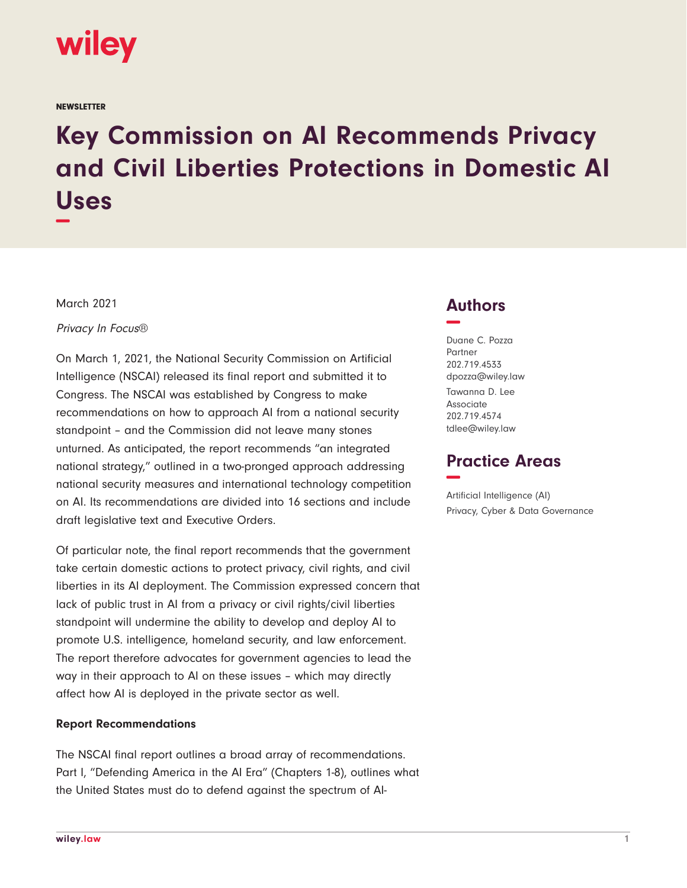wiley

NEWSLETTER

# Key Commission on AI Recommends Privacy and Civil Liberties Protections in Domestic AI Uses

March 2021

*Privacy In Focus®*

On March 1, 2021, the National Security Commission on Artificial Intelligence (NSCAI) released its final report and submitted it to Congress. The NSCAI was established by Congress to make recommendations on how to approach AI from a national security standpoint – and the Commission did not leave many stones unturned. As anticipated, the report recommends "an integrated national strategy," outlined in a two-pronged approach addressing national security measures and international technology competition on AI. Its recommendations are divided into 16 sections and include draft legislative text and Executive Orders.

Of particular note, the final report recommends that the government take certain domestic actions to protect privacy, civil rights, and civil liberties in its AI deployment. The Commission expressed concern that lack of public trust in AI from a privacy or civil rights/civil liberties standpoint will undermine the ability to develop and deploy AI to promote U.S. intelligence, homeland security, and law enforcement. The report therefore advocates for government agencies to lead the way in their approach to AI on these issues – which may directly affect how AI is deployed in the private sector as well.

**Report Recommendations**

The NSCAI final report outlines a broad array of recommendations. Part I, "Defending America in the AI Era" (Chapters 1-8), outlines what the United States must do to defend against the spectrum of AI-

## Authors

Duane C. Pozza
Partner
202.719.4533
dpozza@wiley.law

Tawanna D. Lee
Associate
202.719.4574
tdlee@wiley.law

## Practice Areas

Artificial Intelligence (AI)
Privacy, Cyber & Data Governance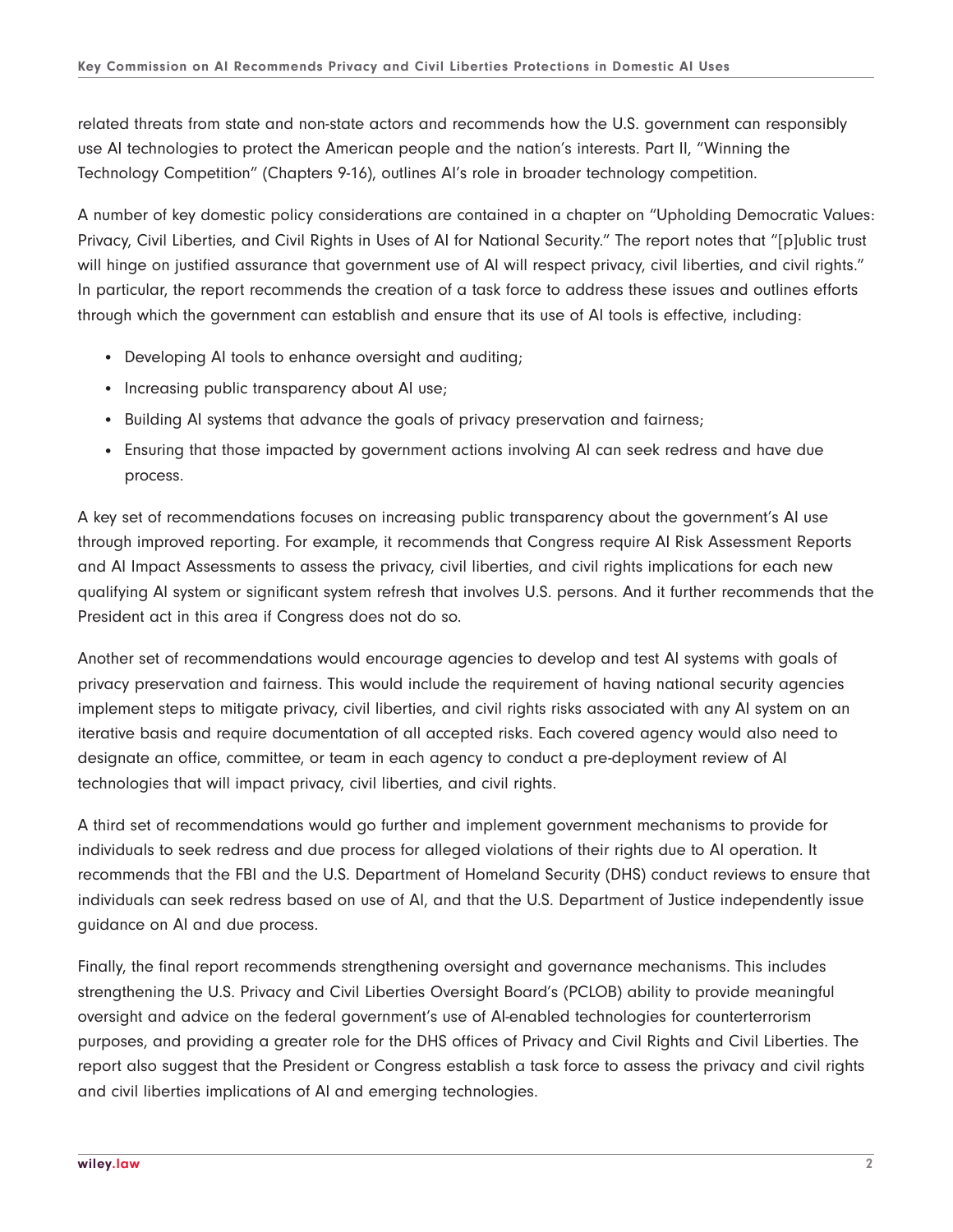related threats from state and non-state actors and recommends how the U.S. government can responsibly use AI technologies to protect the American people and the nation's interests. Part II, "Winning the Technology Competition" (Chapters 9-16), outlines AI's role in broader technology competition.

A number of key domestic policy considerations are contained in a chapter on "Upholding Democratic Values: Privacy, Civil Liberties, and Civil Rights in Uses of AI for National Security." The report notes that "[p]ublic trust will hinge on justified assurance that government use of AI will respect privacy, civil liberties, and civil rights." In particular, the report recommends the creation of a task force to address these issues and outlines efforts through which the government can establish and ensure that its use of AI tools is effective, including:

- Developing AI tools to enhance oversight and auditing;
- Increasing public transparency about AI use;
- Building AI systems that advance the goals of privacy preservation and fairness;
- Ensuring that those impacted by government actions involving AI can seek redress and have due process.

A key set of recommendations focuses on increasing public transparency about the government's AI use through improved reporting. For example, it recommends that Congress require AI Risk Assessment Reports and AI Impact Assessments to assess the privacy, civil liberties, and civil rights implications for each new qualifying AI system or significant system refresh that involves U.S. persons. And it further recommends that the President act in this area if Congress does not do so.

Another set of recommendations would encourage agencies to develop and test AI systems with goals of privacy preservation and fairness. This would include the requirement of having national security agencies implement steps to mitigate privacy, civil liberties, and civil rights risks associated with any AI system on an iterative basis and require documentation of all accepted risks. Each covered agency would also need to designate an office, committee, or team in each agency to conduct a pre-deployment review of AI technologies that will impact privacy, civil liberties, and civil rights.

A third set of recommendations would go further and implement government mechanisms to provide for individuals to seek redress and due process for alleged violations of their rights due to AI operation. It recommends that the FBI and the U.S. Department of Homeland Security (DHS) conduct reviews to ensure that individuals can seek redress based on use of AI, and that the U.S. Department of Justice independently issue guidance on AI and due process.

Finally, the final report recommends strengthening oversight and governance mechanisms. This includes strengthening the U.S. Privacy and Civil Liberties Oversight Board's (PCLOB) ability to provide meaningful oversight and advice on the federal government's use of AI-enabled technologies for counterterrorism purposes, and providing a greater role for the DHS offices of Privacy and Civil Rights and Civil Liberties. The report also suggest that the President or Congress establish a task force to assess the privacy and civil rights and civil liberties implications of AI and emerging technologies.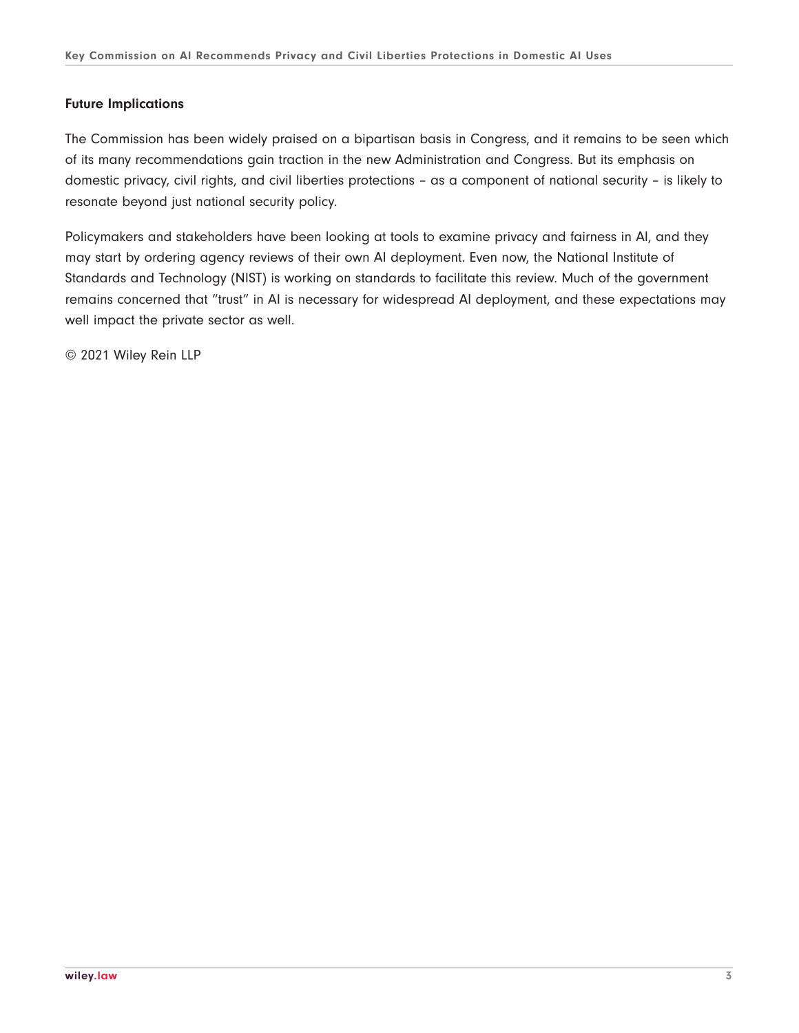### Future Implications

The Commission has been widely praised on a bipartisan basis in Congress, and it remains to be seen which of its many recommendations gain traction in the new Administration and Congress. But its emphasis on domestic privacy, civil rights, and civil liberties protections – as a component of national security – is likely to resonate beyond just national security policy.

Policymakers and stakeholders have been looking at tools to examine privacy and fairness in AI, and they may start by ordering agency reviews of their own AI deployment. Even now, the National Institute of Standards and Technology (NIST) is working on standards to facilitate this review. Much of the government remains concerned that "trust" in AI is necessary for widespread AI deployment, and these expectations may well impact the private sector as well.

© 2021 Wiley Rein LLP